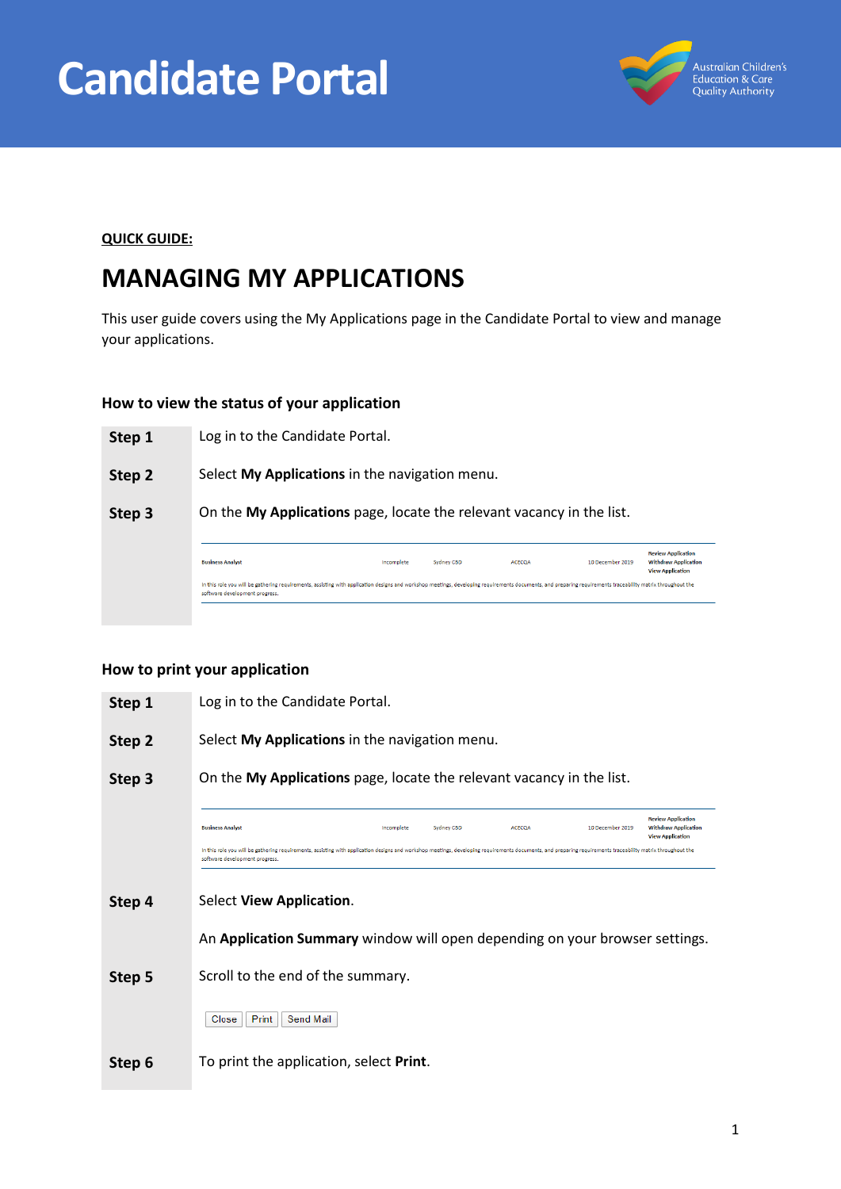# Candidate Portal

Australian Children's Education & Care Quality Authority

**QUICK GUIDE:**

# MANAGING MY APPLICATIONS

This user guide covers using the My Applications page in the Candidate Portal to view and manage your applications.

### How to view the status of your application

| | |
|---|---|
| **Step 1** | Log in to the Candidate Portal. |
| **Step 2** | Select **My Applications** in the navigation menu. |
| **Step 3** | On the **My Applications** page, locate the relevant vacancy in the list. |

| | | | | | |
|---|---|---|---|---|---|
| Business Analyst | Incomplete | Sydney CBD | ACECQA | 10 December 2019 | Review Application<br>Withdraw Application<br>View Application |

In this role you will be gathering requirements, assisting with application designs and workshop meetings, developing requirements documents, and preparing requirements traceability matrix throughout the software development progress.

### How to print your application

| | |
|---|---|
| **Step 1** | Log in to the Candidate Portal. |
| **Step 2** | Select **My Applications** in the navigation menu. |
| **Step 3** | On the **My Applications** page, locate the relevant vacancy in the list. |

| | | | | | |
|---|---|---|---|---|---|
| Business Analyst | Incomplete | Sydney CBD | ACECQA | 10 December 2019 | Review Application<br>Withdraw Application<br>View Application |

In this role you will be gathering requirements, assisting with application designs and workshop meetings, developing requirements documents, and preparing requirements traceability matrix throughout the software development progress.

| | |
|---|---|
| **Step 4** | Select **View Application**.<br><br>An **Application Summary** window will open depending on your browser settings. |
| **Step 5** | Scroll to the end of the summary.<br><br>[Close] [Print] [Send Mail] |
| **Step 6** | To print the application, select **Print**. |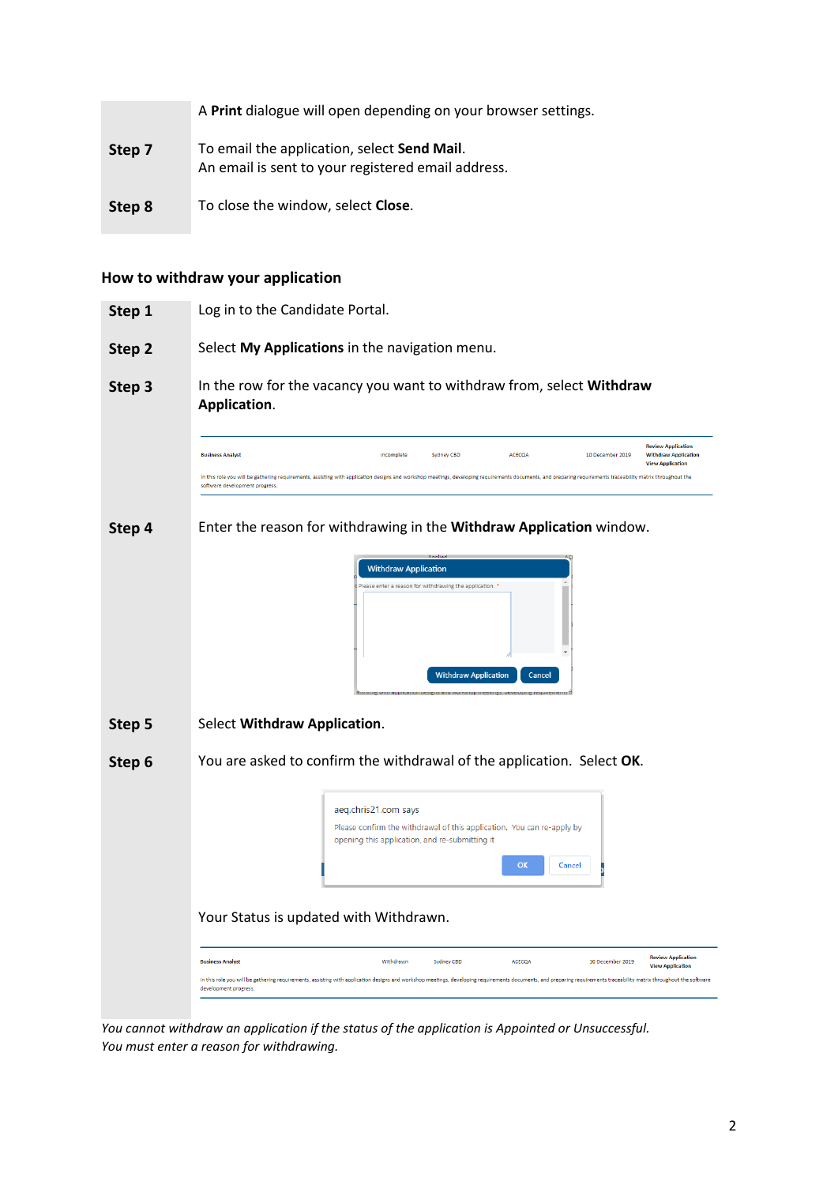| | |
|---|---|
| | A **Print** dialogue will open depending on your browser settings. |
| **Step 7** | To email the application, select **Send Mail**. An email is sent to your registered email address. |
| **Step 8** | To close the window, select **Close**. |

## How to withdraw your application

| | |
|---|---|
| **Step 1** | Log in to the Candidate Portal. |
| **Step 2** | Select **My Applications** in the navigation menu. |
| **Step 3** | In the row for the vacancy you want to withdraw from, select **Withdraw Application**. |
| **Step 4** | Enter the reason for withdrawing in the **Withdraw Application** window. |
| **Step 5** | Select **Withdraw Application**. |
| **Step 6** | You are asked to confirm the withdrawal of the application. Select **OK**. |
| | Your Status is updated with Withdrawn. |

*You cannot withdraw an application if the status of the application is Appointed or Unsuccessful.*
*You must enter a reason for withdrawing.*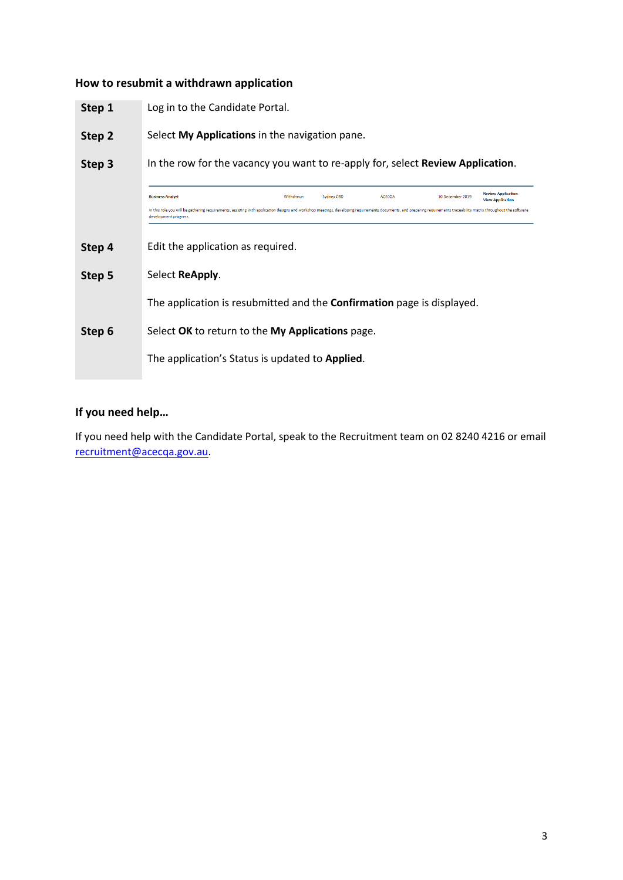### How to resubmit a withdrawn application

| | |
|---|---|
| **Step 1** | Log in to the Candidate Portal. |
| **Step 2** | Select **My Applications** in the navigation pane. |
| **Step 3** | In the row for the vacancy you want to re-apply for, select **Review Application**. |
| | Business Analyst Withdrawn Sydney CBD ACECQA 10 December 2019 Review Application View Application In this role you will be gathering requirements, assisting with application designs and workshop meetings, developing requirements documents, and preparing requirements traceability matrix throughout the software development progress. |
| **Step 4** | Edit the application as required. |
| **Step 5** | Select **ReApply**. |
| | The application is resubmitted and the **Confirmation** page is displayed. |
| **Step 6** | Select **OK** to return to the **My Applications** page. |
| | The application's Status is updated to **Applied**. |

### If you need help…

If you need help with the Candidate Portal, speak to the Recruitment team on 02 8240 4216 or email recruitment@acecqa.gov.au.